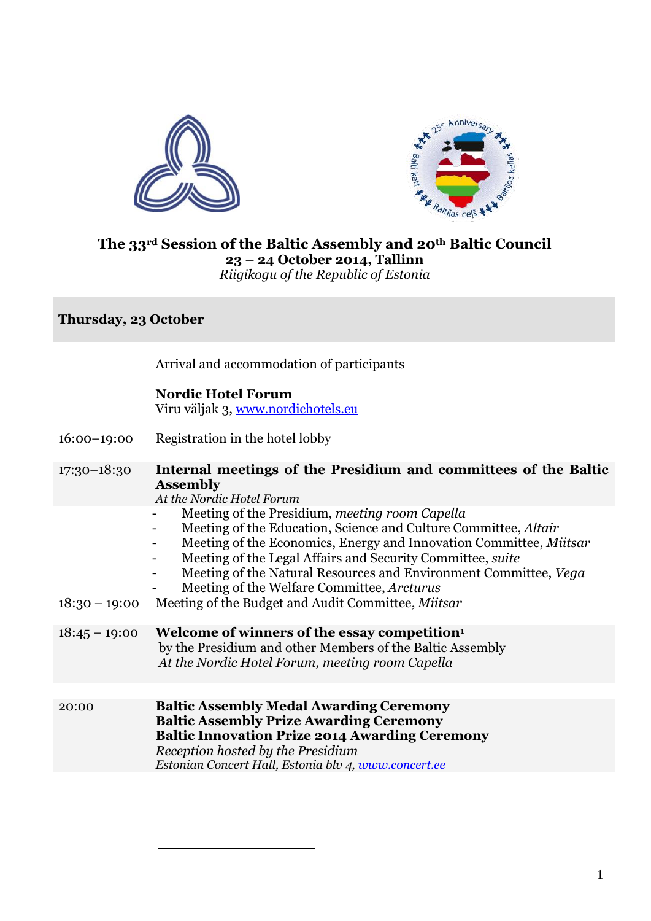# The 33rd Session of the Baltic Assembly and 20th Baltic Council

**23 – 24 October 2014, Tallinn**

*Riigikogu of the Republic of Estonia*

## Thursday, 23 October

Arrival and accommodation of participants

**Nordic Hotel Forum**
Viru väljak 3, www.nordichotels.eu

16:00–19:00 Registration in the hotel lobby

17:30–18:30 **Internal meetings of the Presidium and committees of the Baltic Assembly**
*At the Nordic Hotel Forum*

- Meeting of the Presidium, *meeting room Capella*
- Meeting of the Education, Science and Culture Committee, *Altair*
- Meeting of the Economics, Energy and Innovation Committee, *Miitsar*
- Meeting of the Legal Affairs and Security Committee, *suite*
- Meeting of the Natural Resources and Environment Committee, *Vega*
- Meeting of the Welfare Committee, *Arcturus*

18:30 – 19:00 Meeting of the Budget and Audit Committee, *Miitsar*

18:45 – 19:00 **Welcome of winners of the essay competition**[1]
by the Presidium and other Members of the Baltic Assembly
*At the Nordic Hotel Forum, meeting room Capella*

20:00 **Baltic Assembly Medal Awarding Ceremony**
**Baltic Assembly Prize Awarding Ceremony**
**Baltic Innovation Prize 2014 Awarding Ceremony**
*Reception hosted by the Presidium*
*Estonian Concert Hall, Estonia blv 4, www.concert.ee*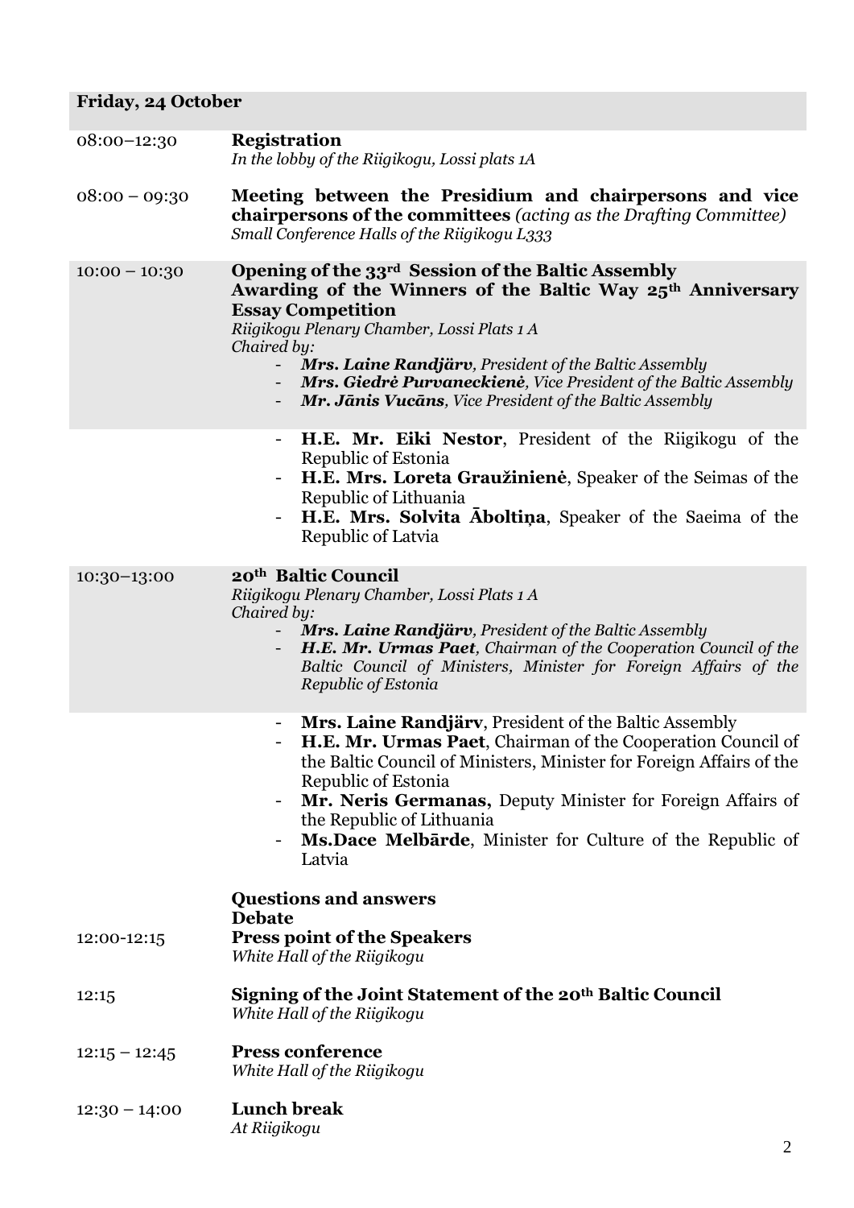**Friday, 24 October**

08:00–12:30 **Registration**
*In the lobby of the Riigikogu, Lossi plats 1A*

08:00 – 09:30 **Meeting between the Presidium and chairpersons and vice chairpersons of the committees** *(acting as the Drafting Committee)*
*Small Conference Halls of the Riigikogu L333*

10:00 – 10:30 **Opening of the 33rd Session of the Baltic Assembly**
**Awarding of the Winners of the Baltic Way 25th Anniversary Essay Competition**
*Riigikogu Plenary Chamber, Lossi Plats 1 A*
*Chaired by:*

- ***Mrs. Laine Randjärv**, President of the Baltic Assembly*
- ***Mrs. Giedrė Purvaneckienė**, Vice President of the Baltic Assembly*
- ***Mr. Jānis Vucāns**, Vice President of the Baltic Assembly*

- **H.E. Mr. Eiki Nestor**, President of the Riigikogu of the Republic of Estonia
- **H.E. Mrs. Loreta Graužinienė**, Speaker of the Seimas of the Republic of Lithuania
- **H.E. Mrs. Solvita Āboltiņa**, Speaker of the Saeima of the Republic of Latvia

10:30–13:00 **20th Baltic Council**
*Riigikogu Plenary Chamber, Lossi Plats 1 A*
*Chaired by:*

- ***Mrs. Laine Randjärv**, President of the Baltic Assembly*
- ***H.E. Mr. Urmas Paet**, Chairman of the Cooperation Council of the Baltic Council of Ministers, Minister for Foreign Affairs of the Republic of Estonia*

- **Mrs. Laine Randjärv**, President of the Baltic Assembly
- **H.E. Mr. Urmas Paet**, Chairman of the Cooperation Council of the Baltic Council of Ministers, Minister for Foreign Affairs of the Republic of Estonia
- **Mr. Neris Germanas,** Deputy Minister for Foreign Affairs of the Republic of Lithuania
- **Ms.Dace Melbārde**, Minister for Culture of the Republic of Latvia

**Questions and answers**
**Debate**

12:00-12:15 **Press point of the Speakers**
*White Hall of the Riigikogu*

12:15 **Signing of the Joint Statement of the 20th Baltic Council**
*White Hall of the Riigikogu*

12:15 – 12:45 **Press conference**
*White Hall of the Riigikogu*

12:30 – 14:00 **Lunch break**
*At Riigikogu*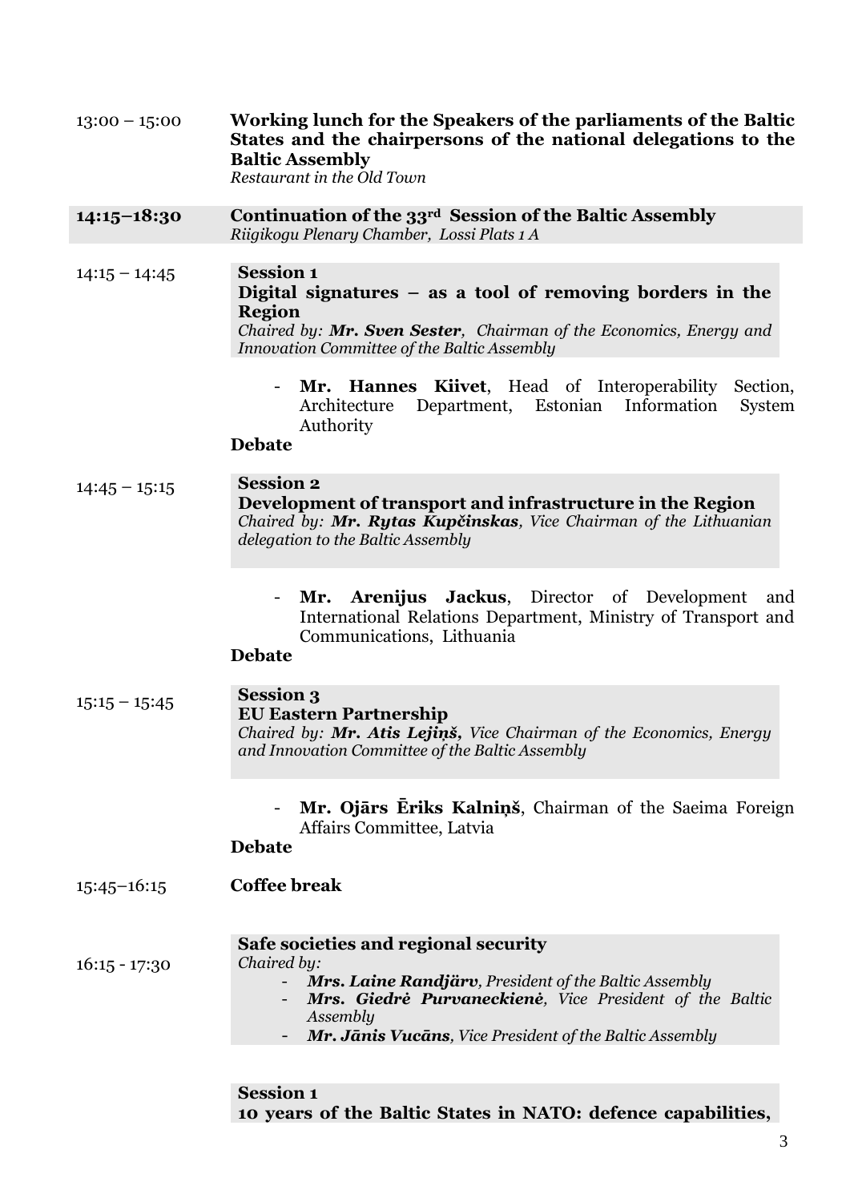13:00 – 15:00 **Working lunch for the Speakers of the parliaments of the Baltic States and the chairpersons of the national delegations to the Baltic Assembly**
*Restaurant in the Old Town*

**14:15–18:30** **Continuation of the 33rd Session of the Baltic Assembly**
*Riigikogu Plenary Chamber, Lossi Plats 1 A*

14:15 – 14:45

**Session 1**
**Digital signatures – as a tool of removing borders in the Region**
*Chaired by:* ***Mr. Sven Sester****, Chairman of the Economics, Energy and Innovation Committee of the Baltic Assembly*

- **Mr. Hannes Kiivet**, Head of Interoperability Section, Architecture Department, Estonian Information System Authority

**Debate**

14:45 – 15:15

**Session 2**
**Development of transport and infrastructure in the Region**
*Chaired by:* ***Mr. Rytas Kupčinskas****, Vice Chairman of the Lithuanian delegation to the Baltic Assembly*

- **Mr. Arenijus Jackus**, Director of Development and International Relations Department, Ministry of Transport and Communications, Lithuania

**Debate**

15:15 – 15:45

**Session 3**
**EU Eastern Partnership**
*Chaired by:* ***Mr. Atis Lejiņš,*** *Vice Chairman of the Economics, Energy and Innovation Committee of the Baltic Assembly*

- **Mr. Ojārs Ēriks Kalniņš**, Chairman of the Saeima Foreign Affairs Committee, Latvia

**Debate**

15:45–16:15 **Coffee break**

16:15 - 17:30

**Safe societies and regional security**
*Chaired by:*

- ***Mrs. Laine Randjärv****, President of the Baltic Assembly*
- ***Mrs. Giedrė Purvaneckienė****, Vice President of the Baltic Assembly*
- ***Mr. Jānis Vucāns****, Vice President of the Baltic Assembly*

**Session 1**
**10 years of the Baltic States in NATO: defence capabilities,**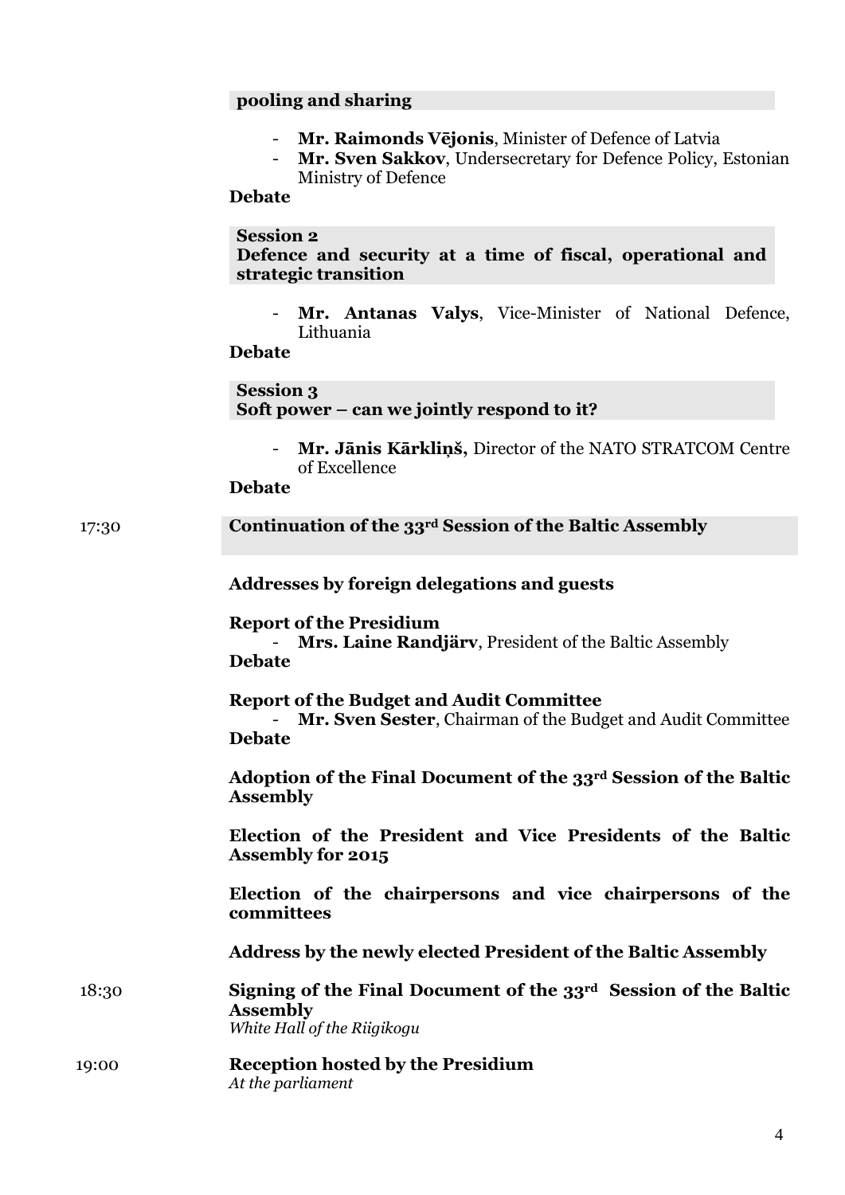**pooling and sharing**

- **Mr. Raimonds Vējonis**, Minister of Defence of Latvia
- **Mr. Sven Sakkov**, Undersecretary for Defence Policy, Estonian Ministry of Defence

**Debate**

**Session 2**
**Defence and security at a time of fiscal, operational and strategic transition**

- **Mr. Antanas Valys**, Vice-Minister of National Defence, Lithuania

**Debate**

**Session 3**
**Soft power – can we jointly respond to it?**

- **Mr. Jānis Kārkliņš,** Director of the NATO STRATCOM Centre of Excellence

**Debate**

17:30 **Continuation of the 33rd Session of the Baltic Assembly**

**Addresses by foreign delegations and guests**

**Report of the Presidium**

- **Mrs. Laine Randjärv**, President of the Baltic Assembly

**Debate**

**Report of the Budget and Audit Committee**

- **Mr. Sven Sester**, Chairman of the Budget and Audit Committee

**Debate**

**Adoption of the Final Document of the 33rd Session of the Baltic Assembly**

**Election of the President and Vice Presidents of the Baltic Assembly for 2015**

**Election of the chairpersons and vice chairpersons of the committees**

**Address by the newly elected President of the Baltic Assembly**

18:30 **Signing of the Final Document of the 33rd Session of the Baltic Assembly**
*White Hall of the Riigikogu*

19:00 **Reception hosted by the Presidium**
*At the parliament*